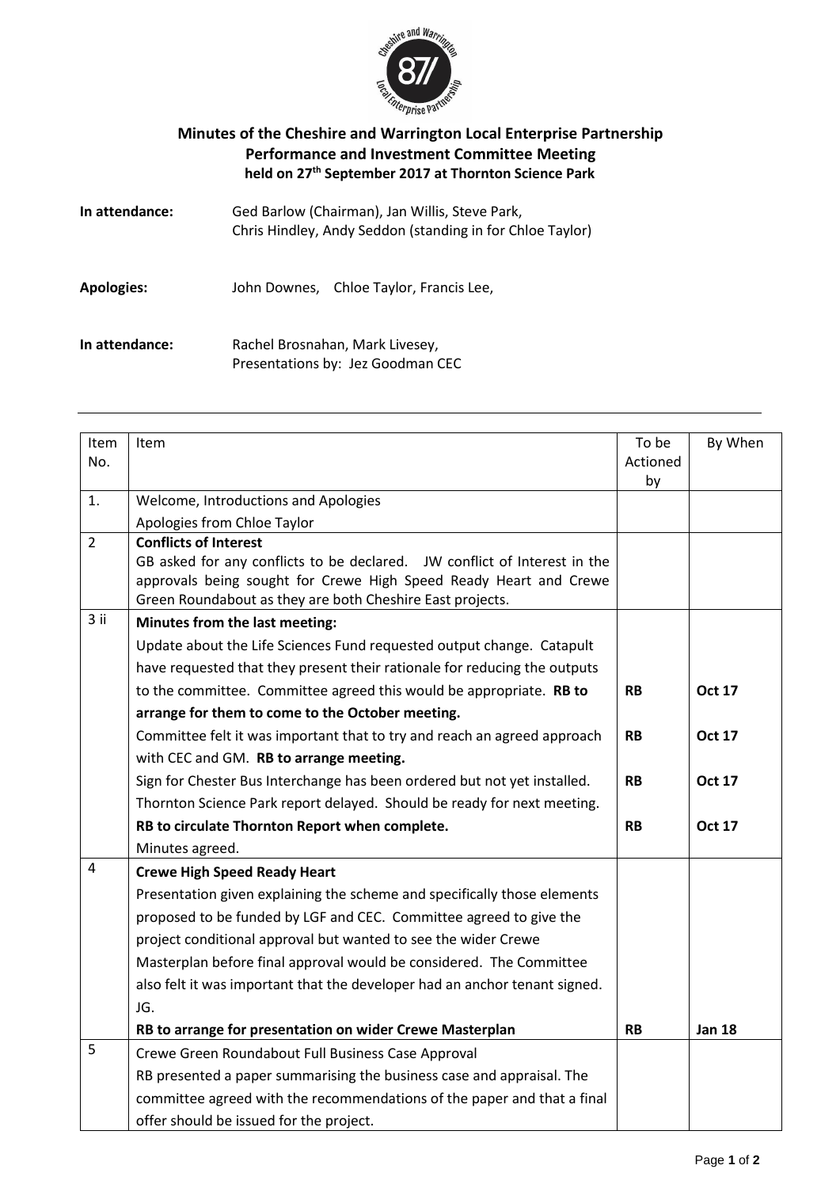**Minutes of the Cheshire and Warrington Local Enterprise Partnership**
**Performance and Investment Committee Meeting**
**held on 27th September 2017 at Thornton Science Park**

**In attendance:** Ged Barlow (Chairman), Jan Willis, Steve Park, Chris Hindley, Andy Seddon (standing in for Chloe Taylor)

**Apologies:** John Downes, Chloe Taylor, Francis Lee,

**In attendance:** Rachel Brosnahan, Mark Livesey, Presentations by: Jez Goodman CEC

---

| Item No. | Item | To be Actioned by | By When |
|---|---|---|---|
| 1. | Welcome, Introductions and Apologies<br>Apologies from Chloe Taylor | | |
| 2 | **Conflicts of Interest**<br>GB asked for any conflicts to be declared. JW conflict of Interest in the approvals being sought for Crewe High Speed Ready Heart and Crewe Green Roundabout as they are both Cheshire East projects. | | |
| 3 ii | **Minutes from the last meeting:**<br>Update about the Life Sciences Fund requested output change. Catapult have requested that they present their rationale for reducing the outputs to the committee. Committee agreed this would be appropriate. **RB to arrange for them to come to the October meeting.**<br>Committee felt it was important that to try and reach an agreed approach with CEC and GM. **RB to arrange meeting.**<br>Sign for Chester Bus Interchange has been ordered but not yet installed.<br>Thornton Science Park report delayed. Should be ready for next meeting. **RB to circulate Thornton Report when complete.**<br>Minutes agreed. | **RB**<br><br>**RB**<br><br>**RB**<br><br>**RB** | **Oct 17**<br><br>**Oct 17**<br><br>**Oct 17**<br><br>**Oct 17** |
| 4 | **Crewe High Speed Ready Heart**<br>Presentation given explaining the scheme and specifically those elements proposed to be funded by LGF and CEC. Committee agreed to give the project conditional approval but wanted to see the wider Crewe Masterplan before final approval would be considered. The Committee also felt it was important that the developer had an anchor tenant signed. JG.<br>**RB to arrange for presentation on wider Crewe Masterplan** | **RB** | **Jan 18** |
| 5 | Crewe Green Roundabout Full Business Case Approval<br>RB presented a paper summarising the business case and appraisal. The committee agreed with the recommendations of the paper and that a final offer should be issued for the project. | | |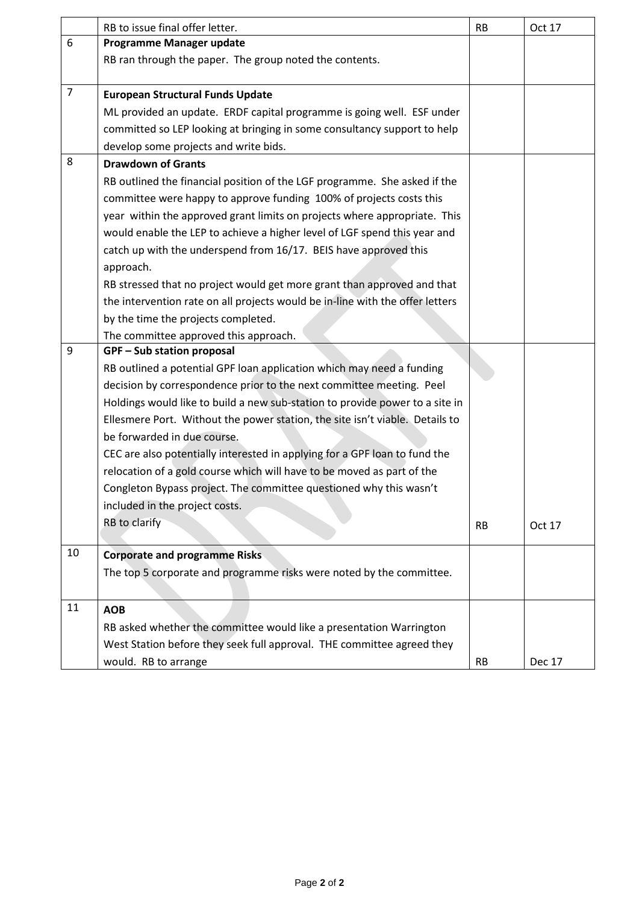| | | | |
|---|---|---|---|
| | RB to issue final offer letter. | RB | Oct 17 |
| 6 | **Programme Manager update**<br>RB ran through the paper. The group noted the contents. | | |
| 7 | **European Structural Funds Update**<br>ML provided an update. ERDF capital programme is going well. ESF under committed so LEP looking at bringing in some consultancy support to help develop some projects and write bids. | | |
| 8 | **Drawdown of Grants**<br>RB outlined the financial position of the LGF programme. She asked if the committee were happy to approve funding 100% of projects costs this year within the approved grant limits on projects where appropriate. This would enable the LEP to achieve a higher level of LGF spend this year and catch up with the underspend from 16/17. BEIS have approved this approach.<br>RB stressed that no project would get more grant than approved and that the intervention rate on all projects would be in-line with the offer letters by the time the projects completed.<br>The committee approved this approach. | | |
| 9 | **GPF – Sub station proposal**<br>RB outlined a potential GPF loan application which may need a funding decision by correspondence prior to the next committee meeting. Peel Holdings would like to build a new sub-station to provide power to a site in Ellesmere Port. Without the power station, the site isn't viable. Details to be forwarded in due course.<br>CEC are also potentially interested in applying for a GPF loan to fund the relocation of a gold course which will have to be moved as part of the Congleton Bypass project. The committee questioned why this wasn't included in the project costs.<br>RB to clarify | RB | Oct 17 |
| 10 | **Corporate and programme Risks**<br>The top 5 corporate and programme risks were noted by the committee. | | |
| 11 | **AOB**<br>RB asked whether the committee would like a presentation Warrington West Station before they seek full approval. THE committee agreed they would. RB to arrange | RB | Dec 17 |